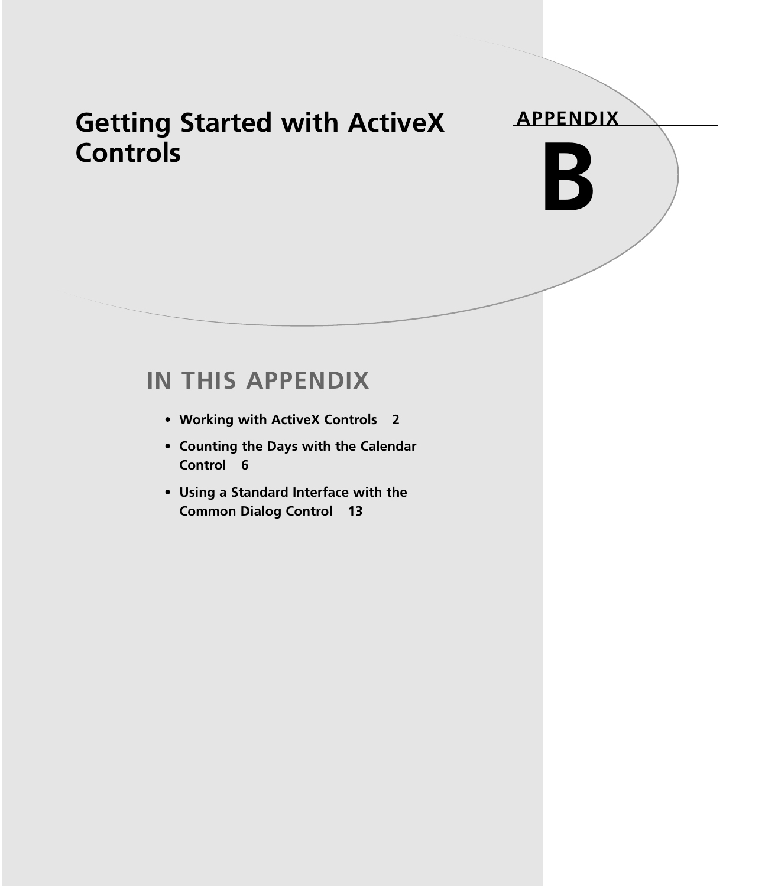# Getting Started with ActiveX Controls

**APPENDIX**

# B

## IN THIS APPENDIX

- **Working with ActiveX Controls 2**
- **Counting the Days with the Calendar Control 6**
- **Using a Standard Interface with the Common Dialog Control 13**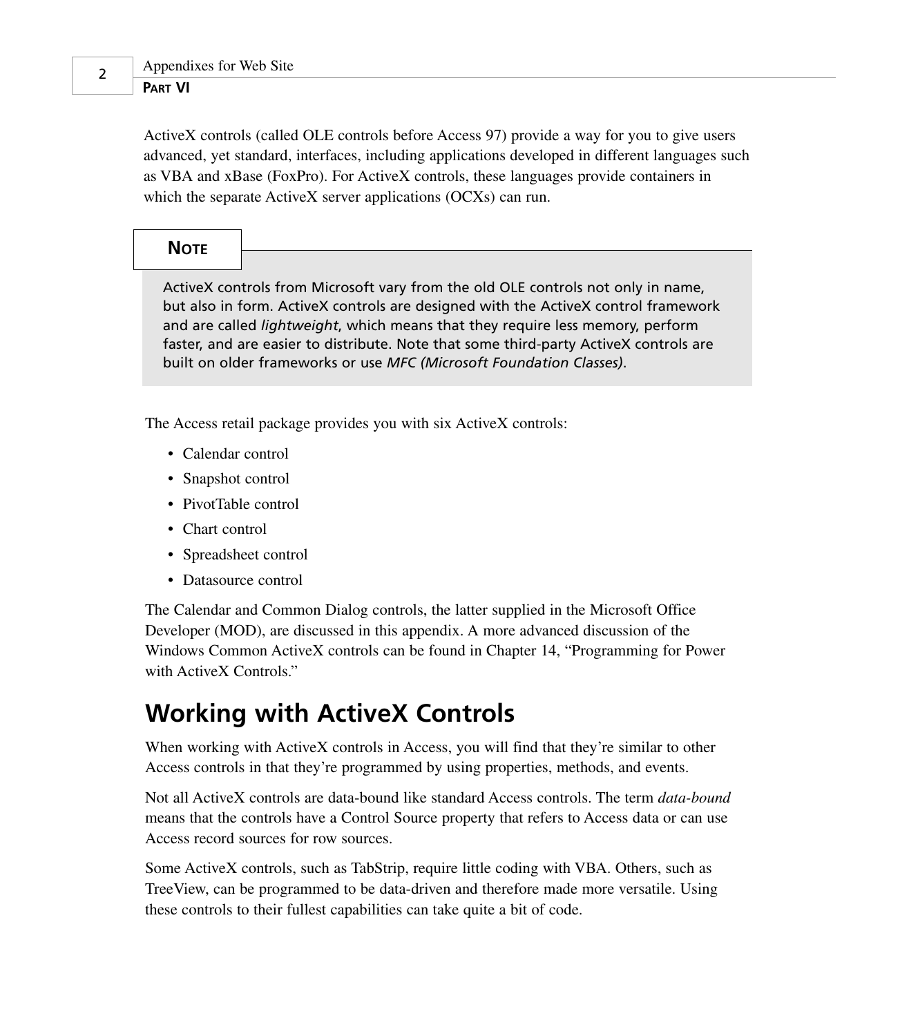ActiveX controls (called OLE controls before Access 97) provide a way for you to give users advanced, yet standard, interfaces, including applications developed in different languages such as VBA and xBase (FoxPro). For ActiveX controls, these languages provide containers in which the separate ActiveX server applications (OCXs) can run.

**NOTE**

> ActiveX controls from Microsoft vary from the old OLE controls not only in name, but also in form. ActiveX controls are designed with the ActiveX control framework and are called *lightweight*, which means that they require less memory, perform faster, and are easier to distribute. Note that some third-party ActiveX controls are built on older frameworks or use *MFC (Microsoft Foundation Classes)*.

The Access retail package provides you with six ActiveX controls:

- Calendar control
- Snapshot control
- PivotTable control
- Chart control
- Spreadsheet control
- Datasource control

The Calendar and Common Dialog controls, the latter supplied in the Microsoft Office Developer (MOD), are discussed in this appendix. A more advanced discussion of the Windows Common ActiveX controls can be found in Chapter 14, "Programming for Power with ActiveX Controls."

## Working with ActiveX Controls

When working with ActiveX controls in Access, you will find that they're similar to other Access controls in that they're programmed by using properties, methods, and events.

Not all ActiveX controls are data-bound like standard Access controls. The term *data-bound* means that the controls have a Control Source property that refers to Access data or can use Access record sources for row sources.

Some ActiveX controls, such as TabStrip, require little coding with VBA. Others, such as TreeView, can be programmed to be data-driven and therefore made more versatile. Using these controls to their fullest capabilities can take quite a bit of code.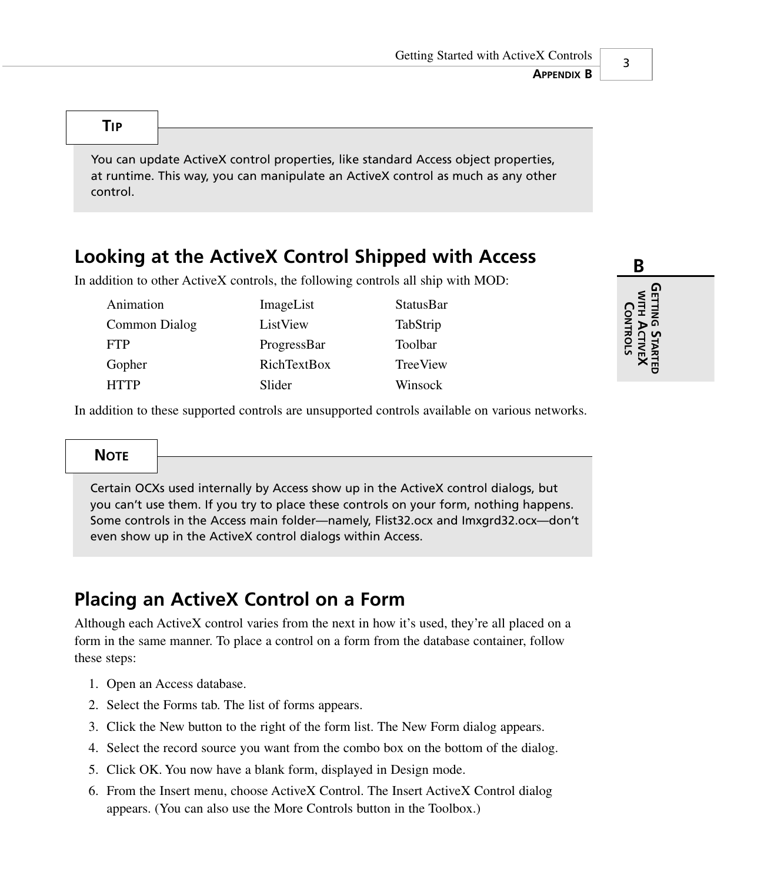**TIP**

You can update ActiveX control properties, like standard Access object properties, at runtime. This way, you can manipulate an ActiveX control as much as any other control.

## Looking at the ActiveX Control Shipped with Access

In addition to other ActiveX controls, the following controls all ship with MOD:

| | | |
|---|---|---|
| Animation | ImageList | StatusBar |
| Common Dialog | ListView | TabStrip |
| FTP | ProgressBar | Toolbar |
| Gopher | RichTextBox | TreeView |
| HTTP | Slider | Winsock |

In addition to these supported controls are unsupported controls available on various networks.

**NOTE**

Certain OCXs used internally by Access show up in the ActiveX control dialogs, but you can't use them. If you try to place these controls on your form, nothing happens. Some controls in the Access main folder—namely, Flist32.ocx and Imxgrd32.ocx—don't even show up in the ActiveX control dialogs within Access.

## Placing an ActiveX Control on a Form

Although each ActiveX control varies from the next in how it's used, they're all placed on a form in the same manner. To place a control on a form from the database container, follow these steps:

1. Open an Access database.
2. Select the Forms tab. The list of forms appears.
3. Click the New button to the right of the form list. The New Form dialog appears.
4. Select the record source you want from the combo box on the bottom of the dialog.
5. Click OK. You now have a blank form, displayed in Design mode.
6. From the Insert menu, choose ActiveX Control. The Insert ActiveX Control dialog appears. (You can also use the More Controls button in the Toolbox.)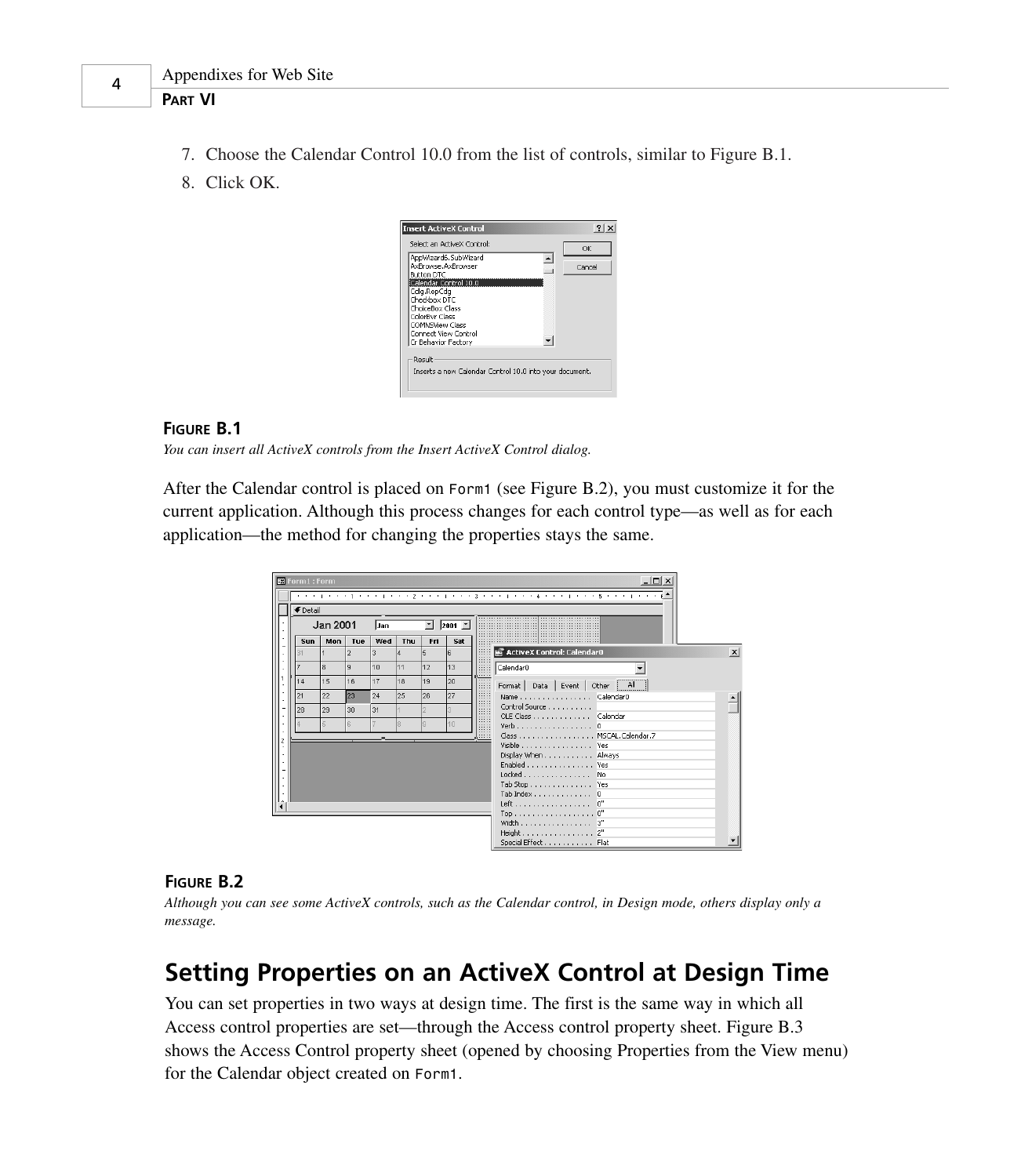7. Choose the Calendar Control 10.0 from the list of controls, similar to Figure B.1.
8. Click OK.

**FIGURE B.1**

*You can insert all ActiveX controls from the Insert ActiveX Control dialog.*

After the Calendar control is placed on `Form1` (see Figure B.2), you must customize it for the current application. Although this process changes for each control type—as well as for each application—the method for changing the properties stays the same.

**FIGURE B.2**

*Although you can see some ActiveX controls, such as the Calendar control, in Design mode, others display only a message.*

## Setting Properties on an ActiveX Control at Design Time

You can set properties in two ways at design time. The first is the same way in which all Access control properties are set—through the Access control property sheet. Figure B.3 shows the Access Control property sheet (opened by choosing Properties from the View menu) for the Calendar object created on `Form1`.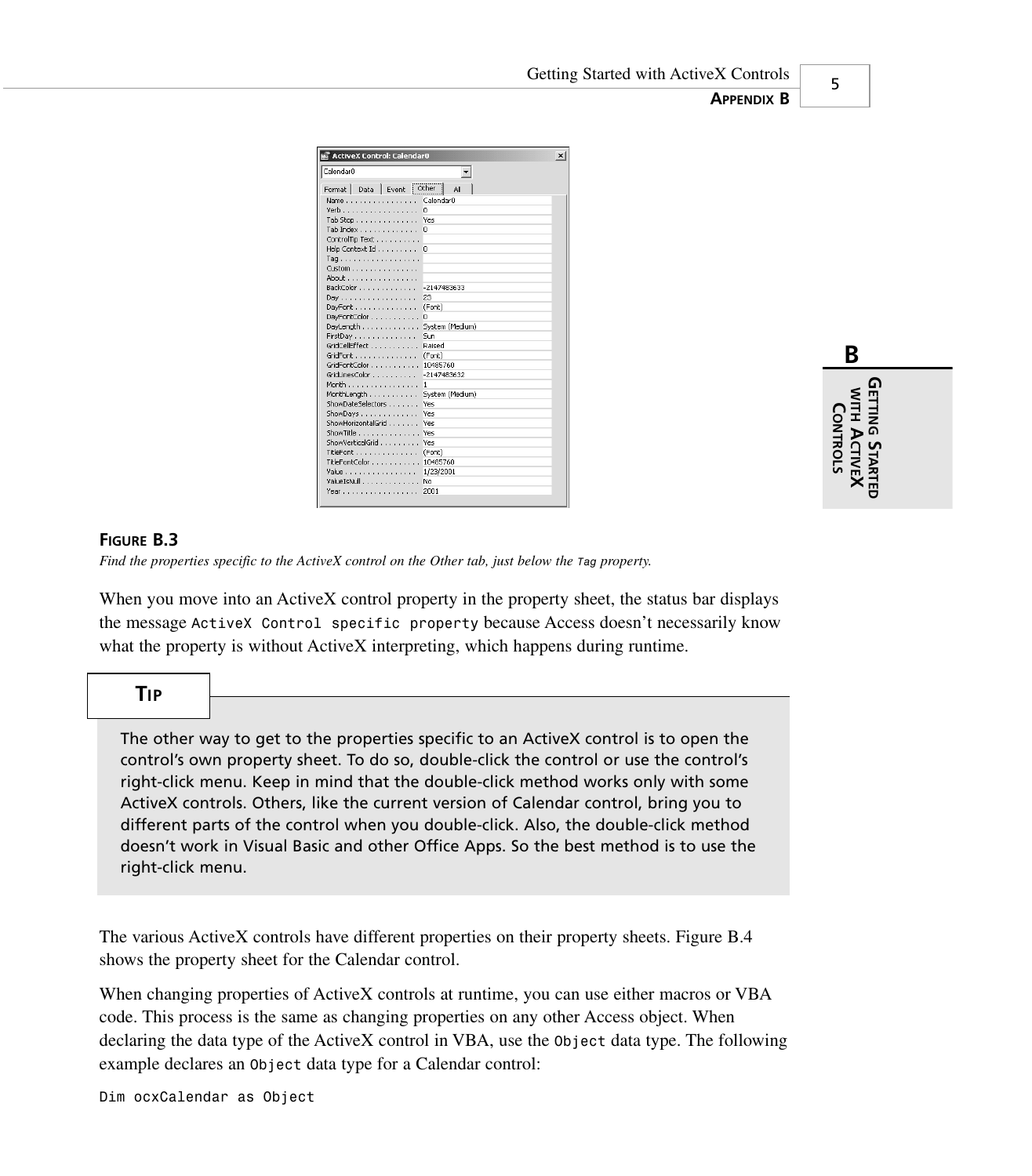**FIGURE B.3**

*Find the properties specific to the ActiveX control on the Other tab, just below the `Tag` property.*

When you move into an ActiveX control property in the property sheet, the status bar displays the message `ActiveX Control specific property` because Access doesn't necessarily know what the property is without ActiveX interpreting, which happens during runtime.

> **TIP**
>
> The other way to get to the properties specific to an ActiveX control is to open the control's own property sheet. To do so, double-click the control or use the control's right-click menu. Keep in mind that the double-click method works only with some ActiveX controls. Others, like the current version of Calendar control, bring you to different parts of the control when you double-click. Also, the double-click method doesn't work in Visual Basic and other Office Apps. So the best method is to use the right-click menu.

The various ActiveX controls have different properties on their property sheets. Figure B.4 shows the property sheet for the Calendar control.

When changing properties of ActiveX controls at runtime, you can use either macros or VBA code. This process is the same as changing properties on any other Access object. When declaring the data type of the ActiveX control in VBA, use the `Object` data type. The following example declares an `Object` data type for a Calendar control:

```
Dim ocxCalendar as Object
```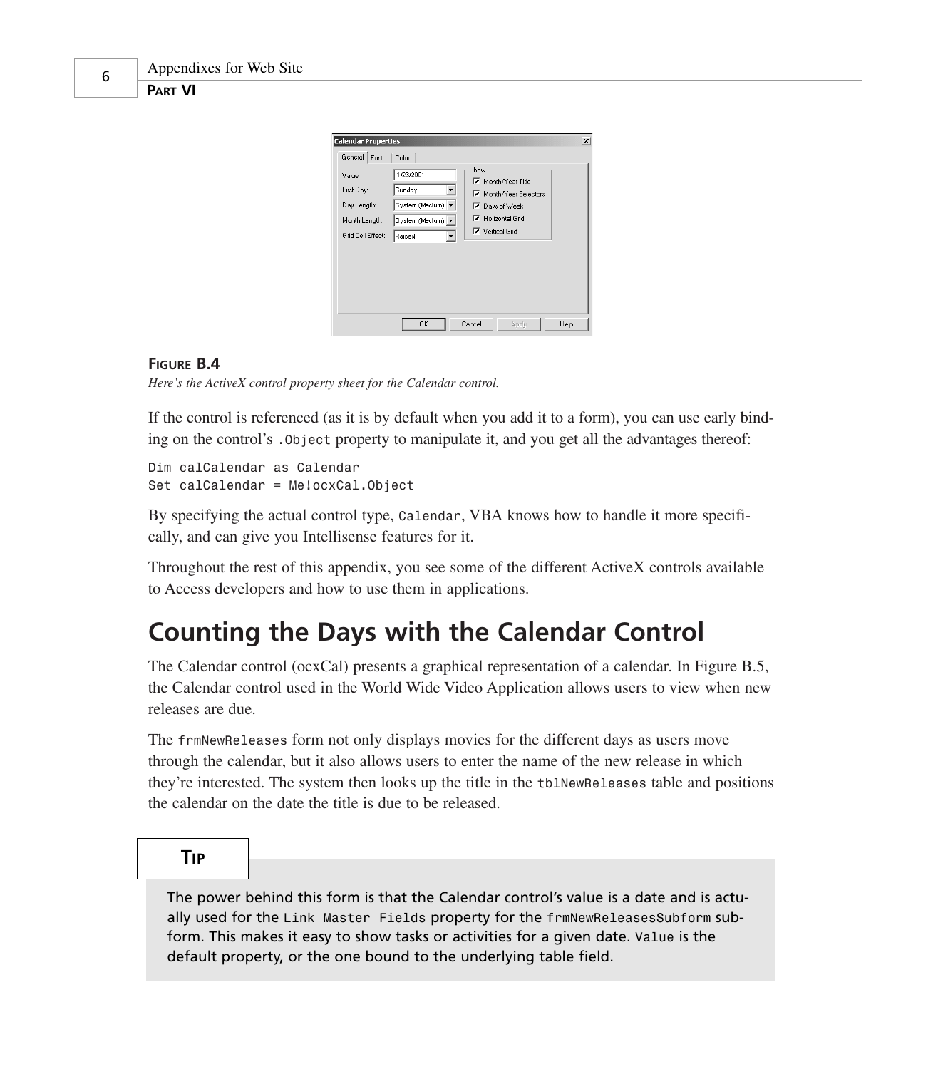**FIGURE B.4**

*Here's the ActiveX control property sheet for the Calendar control.*

If the control is referenced (as it is by default when you add it to a form), you can use early binding on the control's `.Object` property to manipulate it, and you get all the advantages thereof:

```
Dim calCalendar as Calendar
Set calCalendar = Me!ocxCal.Object
```

By specifying the actual control type, `Calendar`, VBA knows how to handle it more specifically, and can give you Intellisense features for it.

Throughout the rest of this appendix, you see some of the different ActiveX controls available to Access developers and how to use them in applications.

## Counting the Days with the Calendar Control

The Calendar control (ocxCal) presents a graphical representation of a calendar. In Figure B.5, the Calendar control used in the World Wide Video Application allows users to view when new releases are due.

The `frmNewReleases` form not only displays movies for the different days as users move through the calendar, but it also allows users to enter the name of the new release in which they're interested. The system then looks up the title in the `tblNewReleases` table and positions the calendar on the date the title is due to be released.

> **TIP**
>
> The power behind this form is that the Calendar control's value is a date and is actually used for the `Link Master Fields` property for the `frmNewReleasesSubform` subform. This makes it easy to show tasks or activities for a given date. `Value` is the default property, or the one bound to the underlying table field.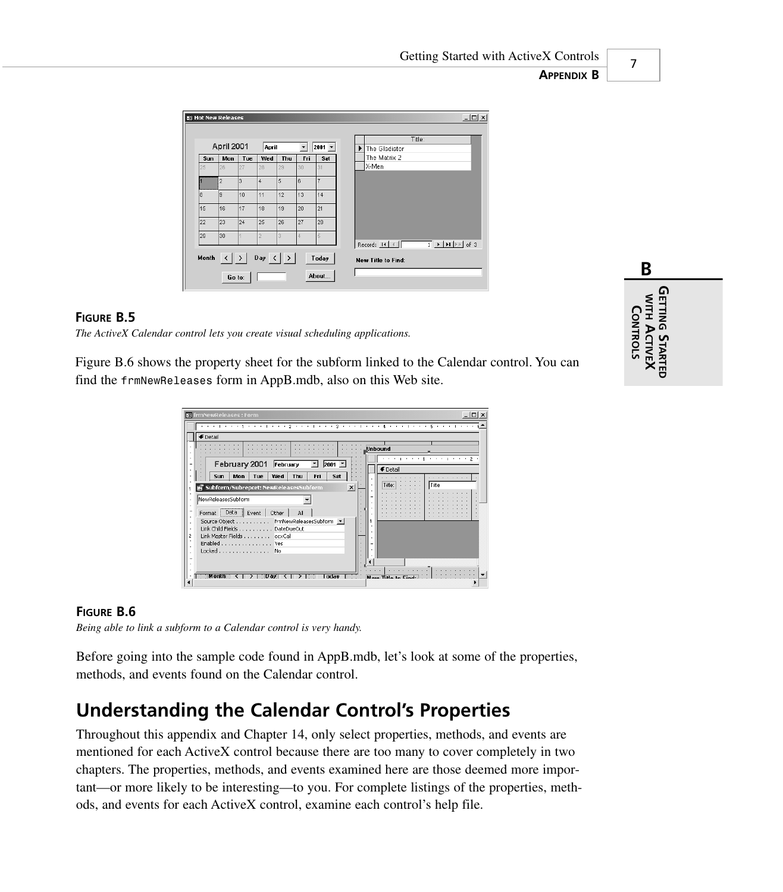**FIGURE B.5**

*The ActiveX Calendar control lets you create visual scheduling applications.*

Figure B.6 shows the property sheet for the subform linked to the Calendar control. You can find the `frmNewReleases` form in AppB.mdb, also on this Web site.

**FIGURE B.6**

*Being able to link a subform to a Calendar control is very handy.*

Before going into the sample code found in AppB.mdb, let's look at some of the properties, methods, and events found on the Calendar control.

## Understanding the Calendar Control's Properties

Throughout this appendix and Chapter 14, only select properties, methods, and events are mentioned for each ActiveX control because there are too many to cover completely in two chapters. The properties, methods, and events examined here are those deemed more important—or more likely to be interesting—to you. For complete listings of the properties, methods, and events for each ActiveX control, examine each control's help file.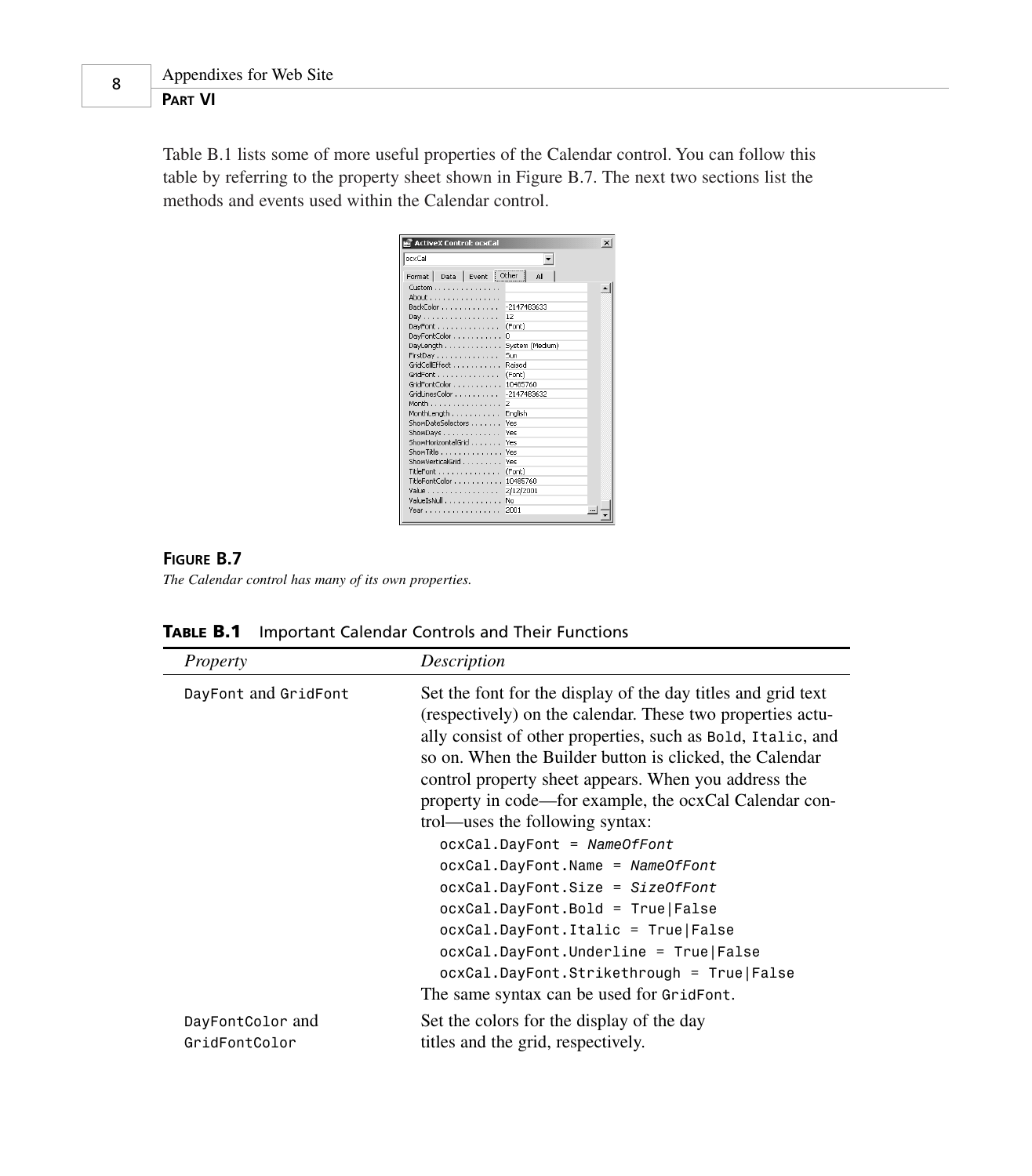Table B.1 lists some of more useful properties of the Calendar control. You can follow this table by referring to the property sheet shown in Figure B.7. The next two sections list the methods and events used within the Calendar control.

**FIGURE B.7**

*The Calendar control has many of its own properties.*

**TABLE B.1** Important Calendar Controls and Their Functions

| *Property* | *Description* |
|---|---|
| `DayFont` and `GridFont` | Set the font for the display of the day titles and grid text (respectively) on the calendar. These two properties actually consist of other properties, such as `Bold`, `Italic`, and so on. When the Builder button is clicked, the Calendar control property sheet appears. When you address the property in code—for example, the ocxCal Calendar control—uses the following syntax: <br> `ocxCal.DayFont = NameOfFont` <br> `ocxCal.DayFont.Name = NameOfFont` <br> `ocxCal.DayFont.Size = SizeOfFont` <br> `ocxCal.DayFont.Bold = True\|False` <br> `ocxCal.DayFont.Italic = True\|False` <br> `ocxCal.DayFont.Underline = True\|False` <br> `ocxCal.DayFont.Strikethrough = True\|False` <br> The same syntax can be used for `GridFont`. |
| `DayFontColor` and `GridFontColor` | Set the colors for the display of the day titles and the grid, respectively. |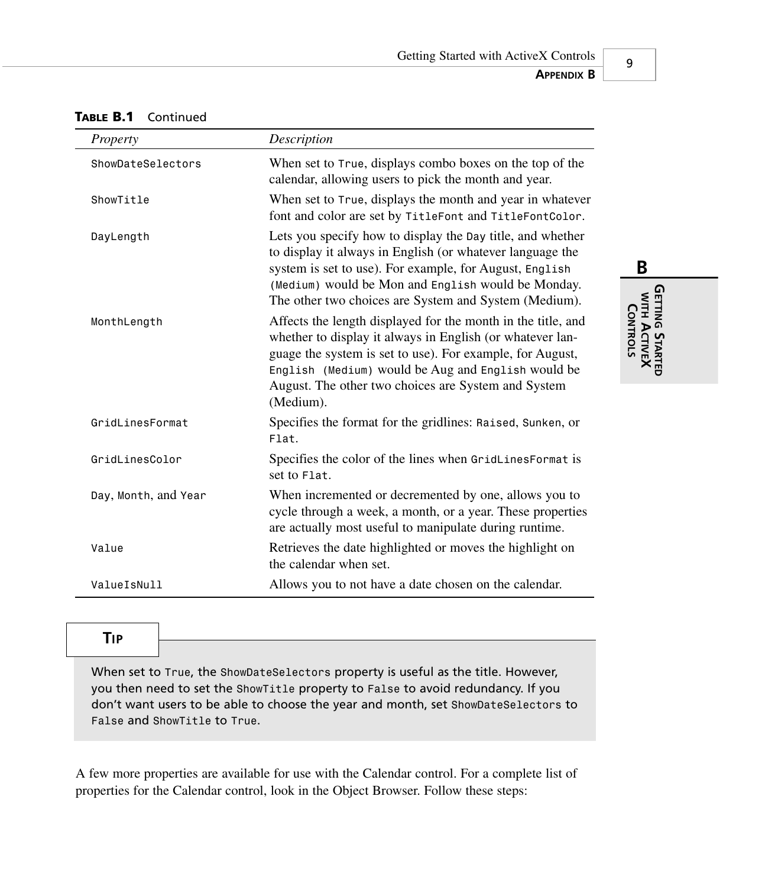**TABLE B.1** Continued

| *Property* | *Description* |
|---|---|
| `ShowDateSelectors` | When set to `True`, displays combo boxes on the top of the calendar, allowing users to pick the month and year. |
| `ShowTitle` | When set to `True`, displays the month and year in whatever font and color are set by `TitleFont` and `TitleFontColor`. |
| `DayLength` | Lets you specify how to display the `Day` title, and whether to display it always in English (or whatever language the system is set to use). For example, for August, `English (Medium)` would be Mon and `English` would be Monday. The other two choices are System and System (Medium). |
| `MonthLength` | Affects the length displayed for the month in the title, and whether to display it always in English (or whatever language the system is set to use). For example, for August, `English (Medium)` would be Aug and `English` would be August. The other two choices are System and System (Medium). |
| `GridLinesFormat` | Specifies the format for the gridlines: `Raised`, `Sunken`, or `Flat`. |
| `GridLinesColor` | Specifies the color of the lines when `GridLinesFormat` is set to `Flat`. |
| `Day`, `Month`, and `Year` | When incremented or decremented by one, allows you to cycle through a week, a month, or a year. These properties are actually most useful to manipulate during runtime. |
| `Value` | Retrieves the date highlighted or moves the highlight on the calendar when set. |
| `ValueIsNull` | Allows you to not have a date chosen on the calendar. |

> **TIP**
>
> When set to `True`, the `ShowDateSelectors` property is useful as the title. However, you then need to set the `ShowTitle` property to `False` to avoid redundancy. If you don't want users to be able to choose the year and month, set `ShowDateSelectors` to `False` and `ShowTitle` to `True`.

A few more properties are available for use with the Calendar control. For a complete list of properties for the Calendar control, look in the Object Browser. Follow these steps: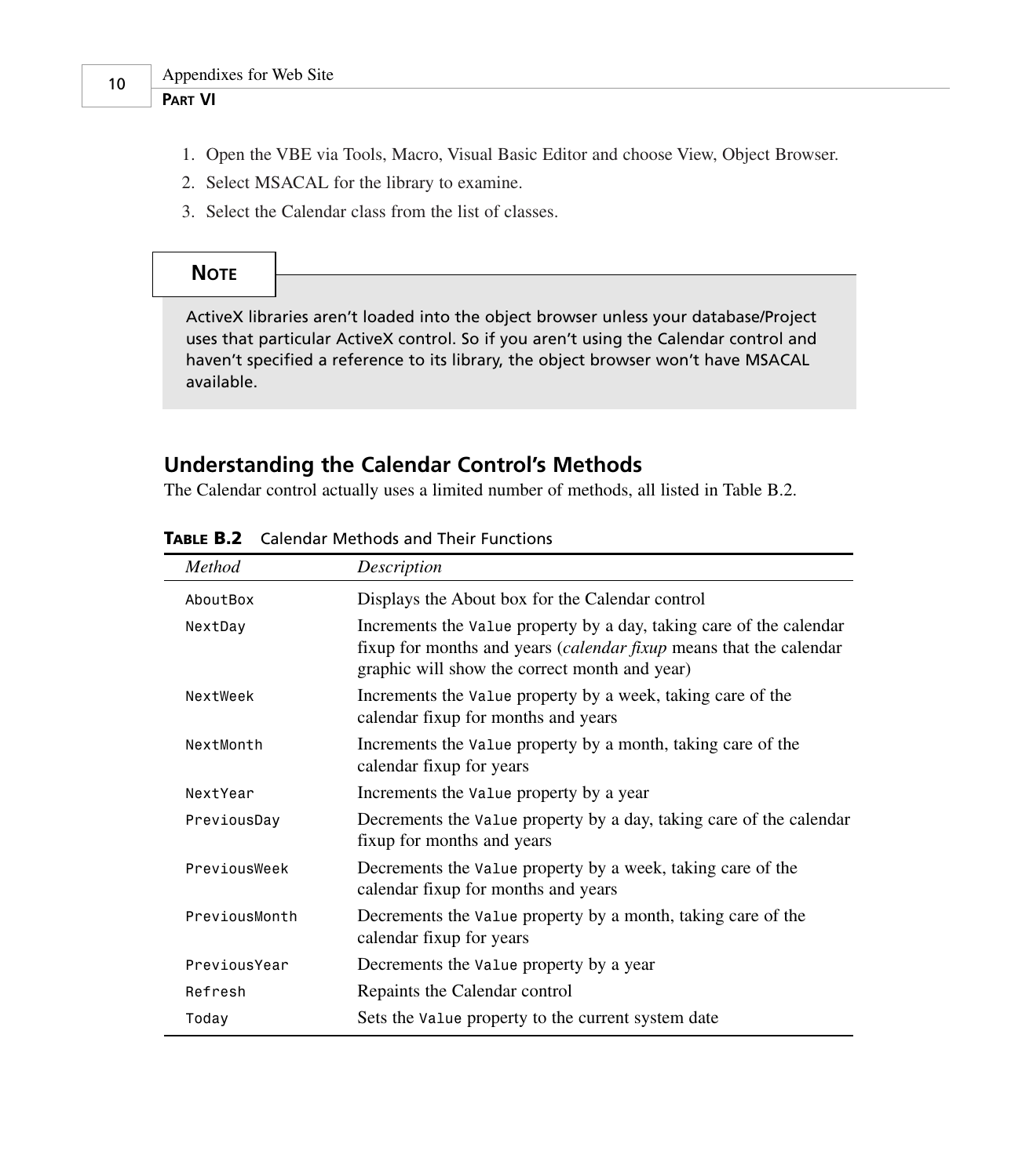1. Open the VBE via Tools, Macro, Visual Basic Editor and choose View, Object Browser.
2. Select MSACAL for the library to examine.
3. Select the Calendar class from the list of classes.

> **NOTE**
>
> ActiveX libraries aren't loaded into the object browser unless your database/Project uses that particular ActiveX control. So if you aren't using the Calendar control and haven't specified a reference to its library, the object browser won't have MSACAL available.

## Understanding the Calendar Control's Methods

The Calendar control actually uses a limited number of methods, all listed in Table B.2.

**TABLE B.2** Calendar Methods and Their Functions

| *Method* | *Description* |
|---|---|
| `AboutBox` | Displays the About box for the Calendar control |
| `NextDay` | Increments the `Value` property by a day, taking care of the calendar fixup for months and years (*calendar fixup* means that the calendar graphic will show the correct month and year) |
| `NextWeek` | Increments the `Value` property by a week, taking care of the calendar fixup for months and years |
| `NextMonth` | Increments the `Value` property by a month, taking care of the calendar fixup for years |
| `NextYear` | Increments the `Value` property by a year |
| `PreviousDay` | Decrements the `Value` property by a day, taking care of the calendar fixup for months and years |
| `PreviousWeek` | Decrements the `Value` property by a week, taking care of the calendar fixup for months and years |
| `PreviousMonth` | Decrements the `Value` property by a month, taking care of the calendar fixup for years |
| `PreviousYear` | Decrements the `Value` property by a year |
| `Refresh` | Repaints the Calendar control |
| `Today` | Sets the `Value` property to the current system date |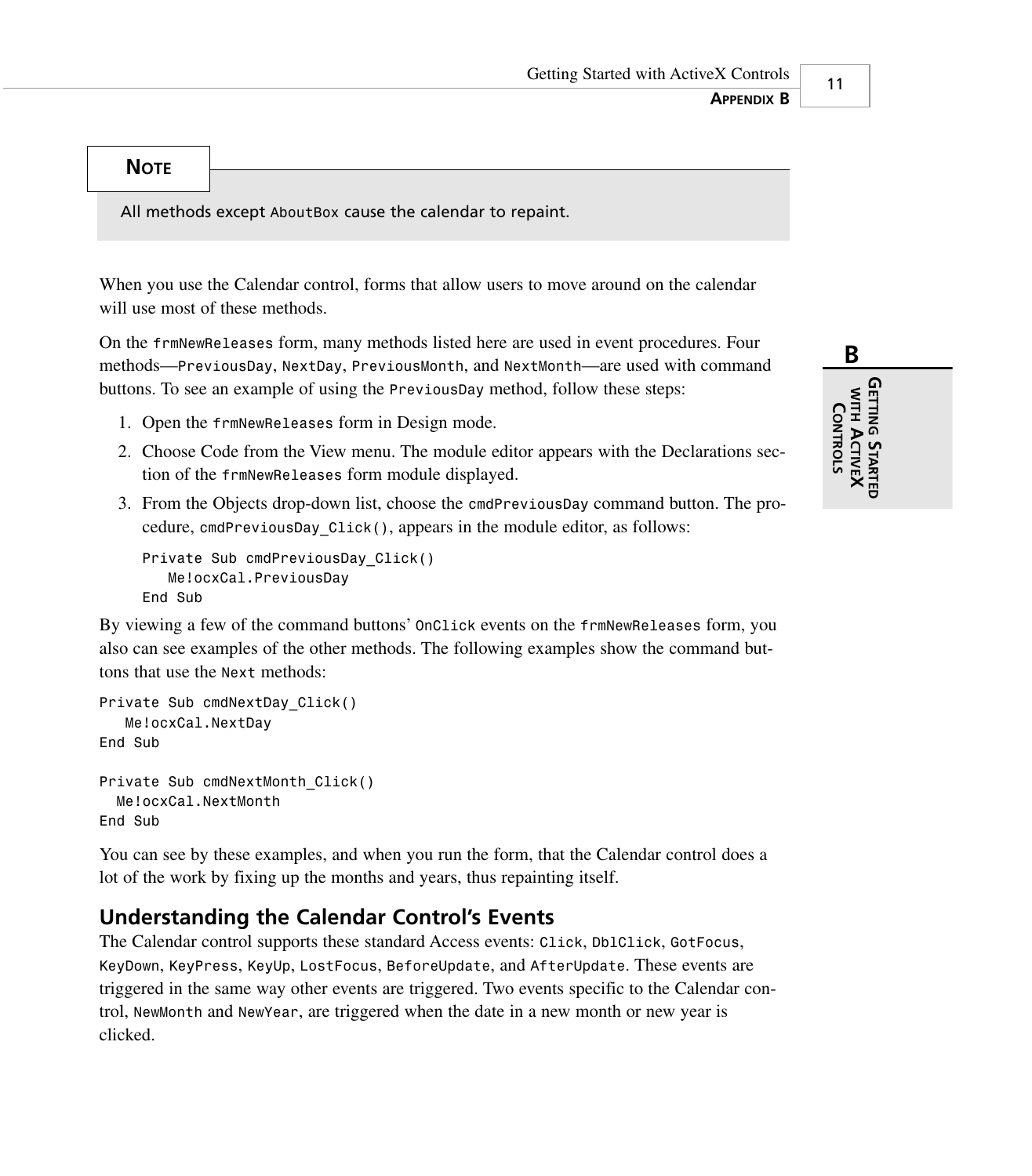**NOTE**

All methods except AboutBox cause the calendar to repaint.

When you use the Calendar control, forms that allow users to move around on the calendar will use most of these methods.

On the frmNewReleases form, many methods listed here are used in event procedures. Four methods—PreviousDay, NextDay, PreviousMonth, and NextMonth—are used with command buttons. To see an example of using the PreviousDay method, follow these steps:

1. Open the frmNewReleases form in Design mode.
2. Choose Code from the View menu. The module editor appears with the Declarations section of the frmNewReleases form module displayed.
3. From the Objects drop-down list, choose the cmdPreviousDay command button. The procedure, cmdPreviousDay_Click(), appears in the module editor, as follows:

```
Private Sub cmdPreviousDay_Click()
   Me!ocxCal.PreviousDay
End Sub
```

By viewing a few of the command buttons' OnClick events on the frmNewReleases form, you also can see examples of the other methods. The following examples show the command buttons that use the Next methods:

```
Private Sub cmdNextDay_Click()
   Me!ocxCal.NextDay
End Sub

Private Sub cmdNextMonth_Click()
  Me!ocxCal.NextMonth
End Sub
```

You can see by these examples, and when you run the form, that the Calendar control does a lot of the work by fixing up the months and years, thus repainting itself.

## Understanding the Calendar Control's Events

The Calendar control supports these standard Access events: Click, DblClick, GotFocus, KeyDown, KeyPress, KeyUp, LostFocus, BeforeUpdate, and AfterUpdate. These events are triggered in the same way other events are triggered. Two events specific to the Calendar control, NewMonth and NewYear, are triggered when the date in a new month or new year is clicked.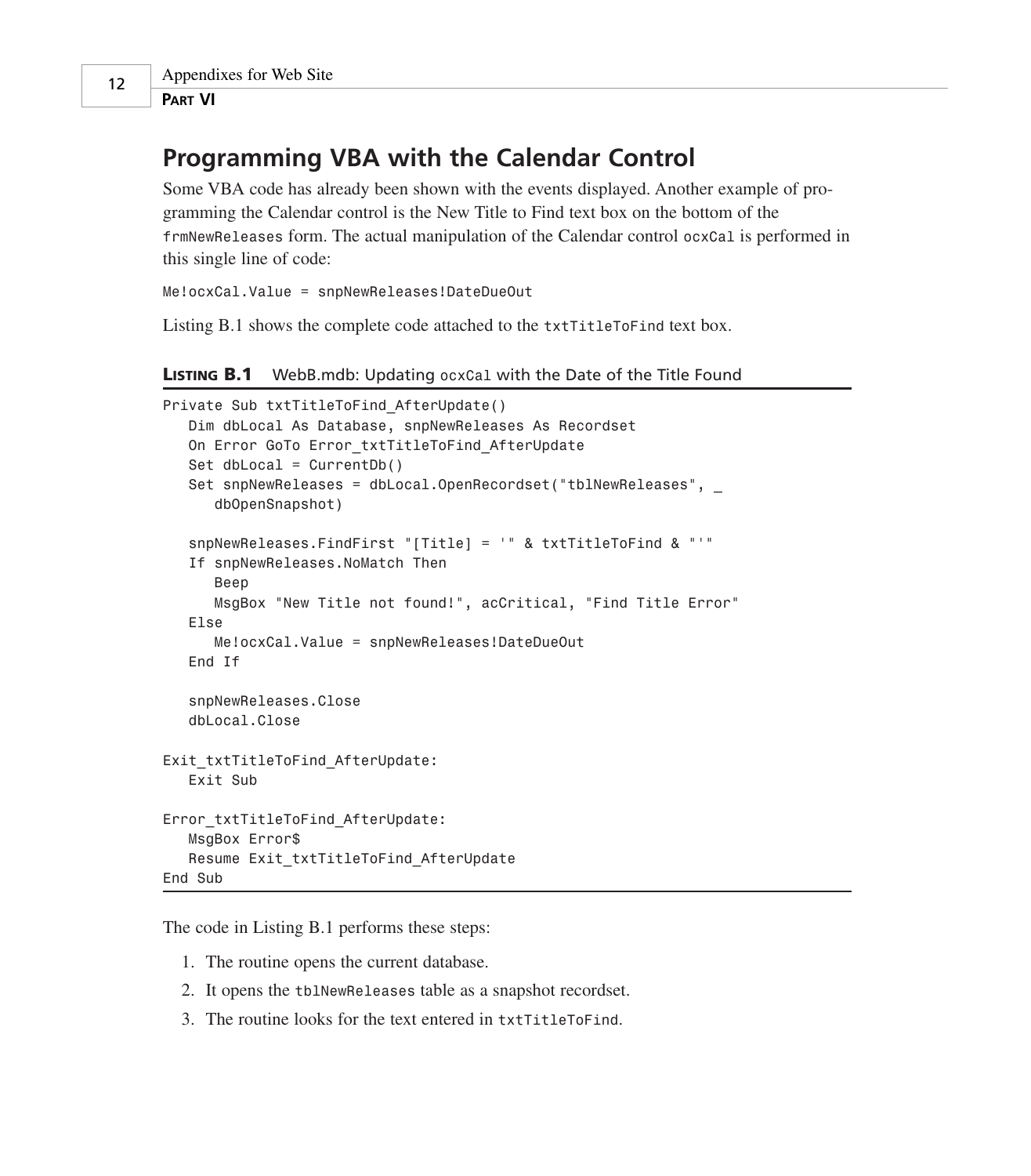## Programming VBA with the Calendar Control

Some VBA code has already been shown with the events displayed. Another example of programming the Calendar control is the New Title to Find text box on the bottom of the `frmNewReleases` form. The actual manipulation of the Calendar control `ocxCal` is performed in this single line of code:

```
Me!ocxCal.Value = snpNewReleases!DateDueOut
```

Listing B.1 shows the complete code attached to the `txtTitleToFind` text box.

**LISTING B.1** WebB.mdb: Updating `ocxCal` with the Date of the Title Found

```
Private Sub txtTitleToFind_AfterUpdate()
   Dim dbLocal As Database, snpNewReleases As Recordset
   On Error GoTo Error_txtTitleToFind_AfterUpdate
   Set dbLocal = CurrentDb()
   Set snpNewReleases = dbLocal.OpenRecordset("tblNewReleases", _
      dbOpenSnapshot)

   snpNewReleases.FindFirst "[Title] = '" & txtTitleToFind & "'"
   If snpNewReleases.NoMatch Then
      Beep
      MsgBox "New Title not found!", acCritical, "Find Title Error"
   Else
      Me!ocxCal.Value = snpNewReleases!DateDueOut
   End If

   snpNewReleases.Close
   dbLocal.Close

Exit_txtTitleToFind_AfterUpdate:
   Exit Sub

Error_txtTitleToFind_AfterUpdate:
   MsgBox Error$
   Resume Exit_txtTitleToFind_AfterUpdate
End Sub
```

The code in Listing B.1 performs these steps:

1. The routine opens the current database.
2. It opens the `tblNewReleases` table as a snapshot recordset.
3. The routine looks for the text entered in `txtTitleToFind`.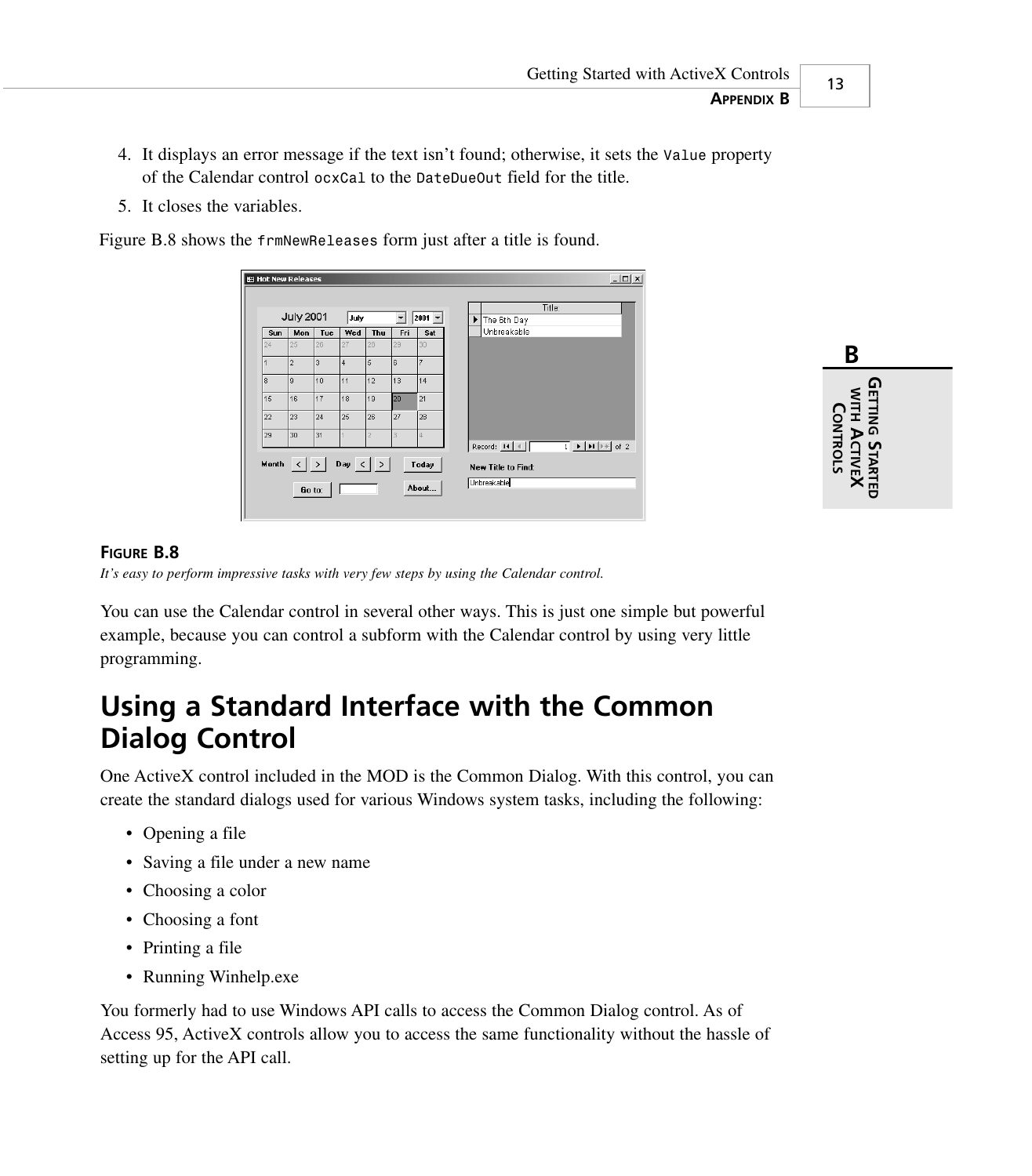4. It displays an error message if the text isn't found; otherwise, it sets the `Value` property of the Calendar control `ocxCal` to the `DateDueOut` field for the title.
5. It closes the variables.

Figure B.8 shows the `frmNewReleases` form just after a title is found.

**FIGURE B.8**

*It's easy to perform impressive tasks with very few steps by using the Calendar control.*

You can use the Calendar control in several other ways. This is just one simple but powerful example, because you can control a subform with the Calendar control by using very little programming.

## Using a Standard Interface with the Common Dialog Control

One ActiveX control included in the MOD is the Common Dialog. With this control, you can create the standard dialogs used for various Windows system tasks, including the following:

- Opening a file
- Saving a file under a new name
- Choosing a color
- Choosing a font
- Printing a file
- Running Winhelp.exe

You formerly had to use Windows API calls to access the Common Dialog control. As of Access 95, ActiveX controls allow you to access the same functionality without the hassle of setting up for the API call.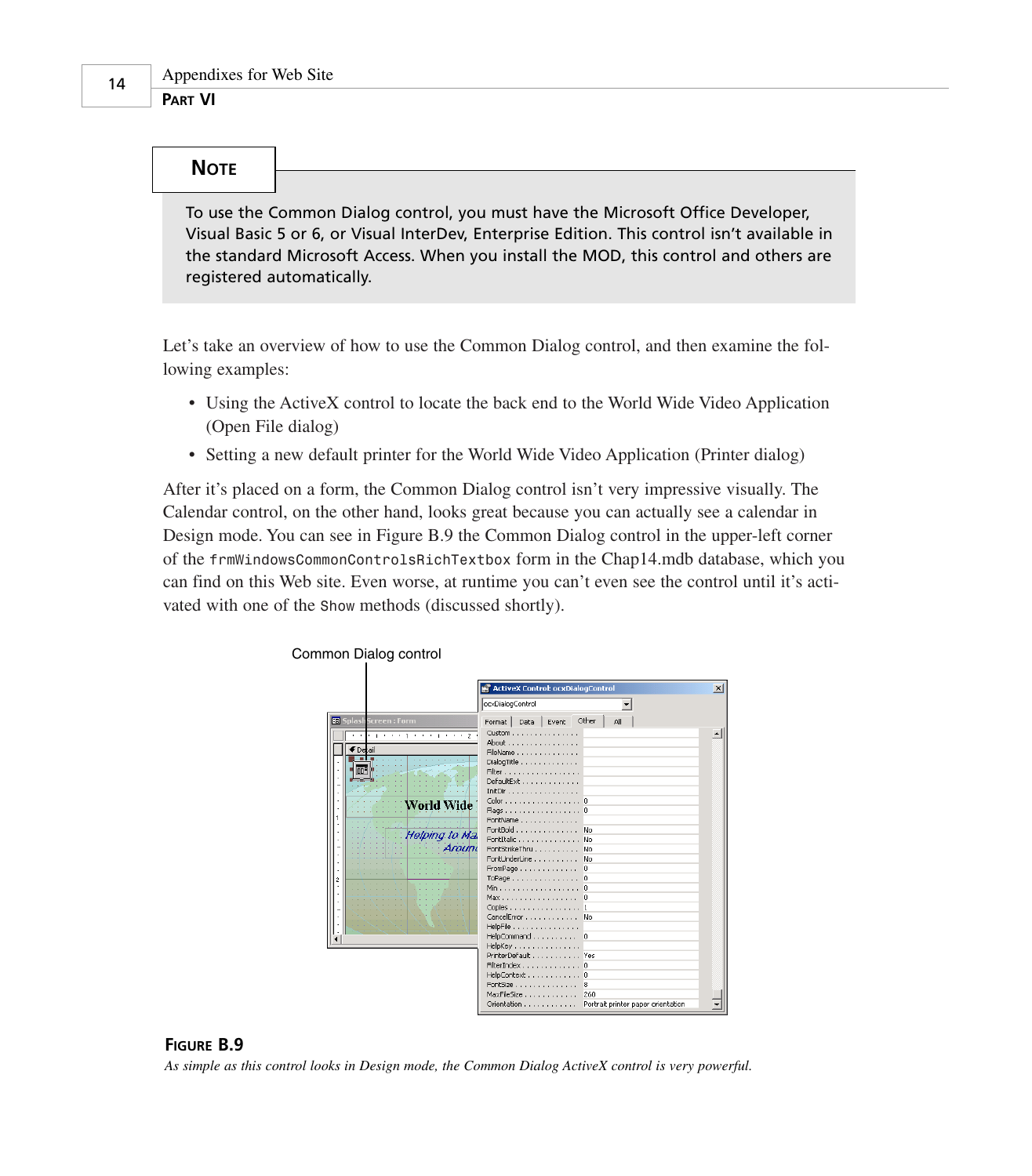> **NOTE**
>
> To use the Common Dialog control, you must have the Microsoft Office Developer, Visual Basic 5 or 6, or Visual InterDev, Enterprise Edition. This control isn't available in the standard Microsoft Access. When you install the MOD, this control and others are registered automatically.

Let's take an overview of how to use the Common Dialog control, and then examine the following examples:

- Using the ActiveX control to locate the back end to the World Wide Video Application (Open File dialog)
- Setting a new default printer for the World Wide Video Application (Printer dialog)

After it's placed on a form, the Common Dialog control isn't very impressive visually. The Calendar control, on the other hand, looks great because you can actually see a calendar in Design mode. You can see in Figure B.9 the Common Dialog control in the upper-left corner of the `frmWindowsCommonControlsRichTextbox` form in the Chap14.mdb database, which you can find on this Web site. Even worse, at runtime you can't even see the control until it's activated with one of the `Show` methods (discussed shortly).

Common Dialog control

**FIGURE B.9**

*As simple as this control looks in Design mode, the Common Dialog ActiveX control is very powerful.*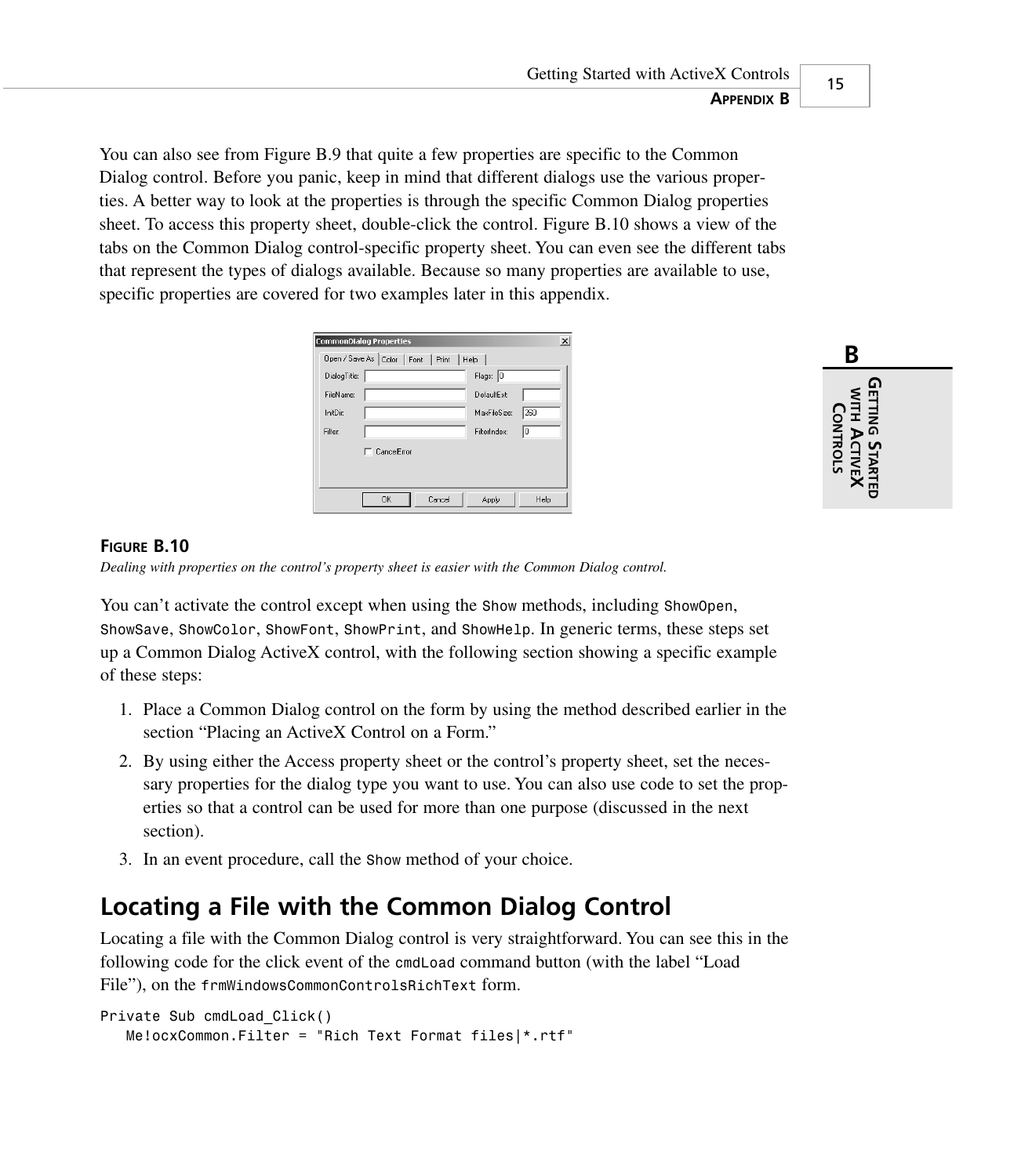You can also see from Figure B.9 that quite a few properties are specific to the Common Dialog control. Before you panic, keep in mind that different dialogs use the various properties. A better way to look at the properties is through the specific Common Dialog properties sheet. To access this property sheet, double-click the control. Figure B.10 shows a view of the tabs on the Common Dialog control-specific property sheet. You can even see the different tabs that represent the types of dialogs available. Because so many properties are available to use, specific properties are covered for two examples later in this appendix.

**FIGURE B.10**

*Dealing with properties on the control's property sheet is easier with the Common Dialog control.*

You can't activate the control except when using the `Show` methods, including `ShowOpen`, `ShowSave`, `ShowColor`, `ShowFont`, `ShowPrint`, and `ShowHelp`. In generic terms, these steps set up a Common Dialog ActiveX control, with the following section showing a specific example of these steps:

1. Place a Common Dialog control on the form by using the method described earlier in the section "Placing an ActiveX Control on a Form."
2. By using either the Access property sheet or the control's property sheet, set the necessary properties for the dialog type you want to use. You can also use code to set the properties so that a control can be used for more than one purpose (discussed in the next section).
3. In an event procedure, call the `Show` method of your choice.

## Locating a File with the Common Dialog Control

Locating a file with the Common Dialog control is very straightforward. You can see this in the following code for the click event of the `cmdLoad` command button (with the label "Load File"), on the `frmWindowsCommonControlsRichText` form.

```
Private Sub cmdLoad_Click()
   Me!ocxCommon.Filter = "Rich Text Format files|*.rtf"
```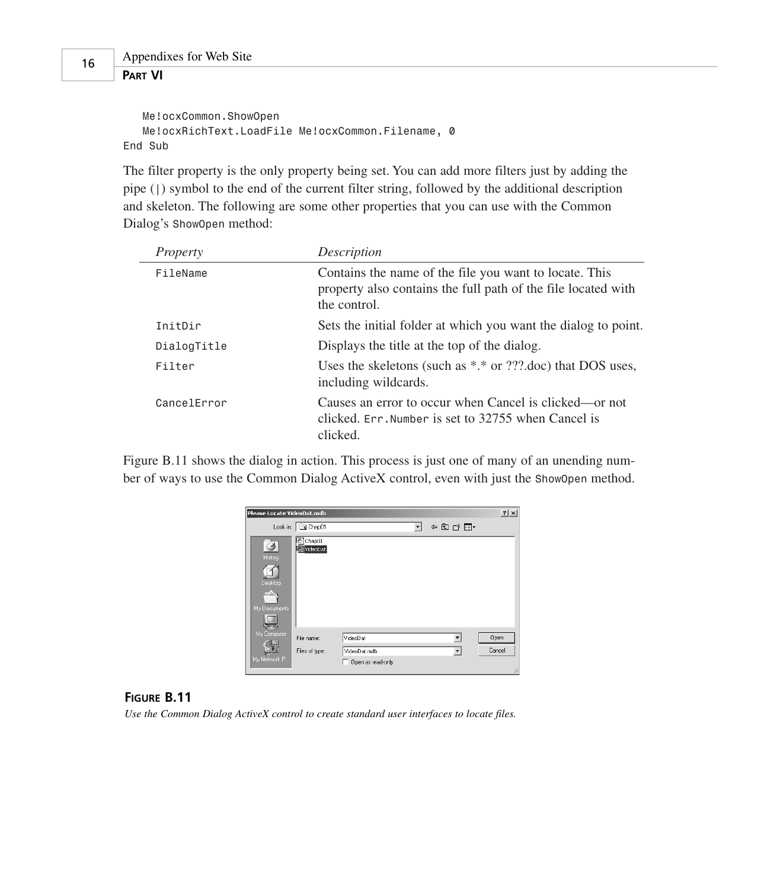```
   Me!ocxCommon.ShowOpen
   Me!ocxRichText.LoadFile Me!ocxCommon.Filename, 0
End Sub
```

The filter property is the only property being set. You can add more filters just by adding the pipe (|) symbol to the end of the current filter string, followed by the additional description and skeleton. The following are some other properties that you can use with the Common Dialog's `ShowOpen` method:

| *Property* | *Description* |
|---|---|
| `FileName` | Contains the name of the file you want to locate. This property also contains the full path of the file located with the control. |
| `InitDir` | Sets the initial folder at which you want the dialog to point. |
| `DialogTitle` | Displays the title at the top of the dialog. |
| `Filter` | Uses the skeletons (such as *.* or ???.doc) that DOS uses, including wildcards. |
| `CancelError` | Causes an error to occur when Cancel is clicked—or not clicked. `Err.Number` is set to 32755 when Cancel is clicked. |

Figure B.11 shows the dialog in action. This process is just one of many of an unending number of ways to use the Common Dialog ActiveX control, even with just the `ShowOpen` method.

**FIGURE B.11**

*Use the Common Dialog ActiveX control to create standard user interfaces to locate files.*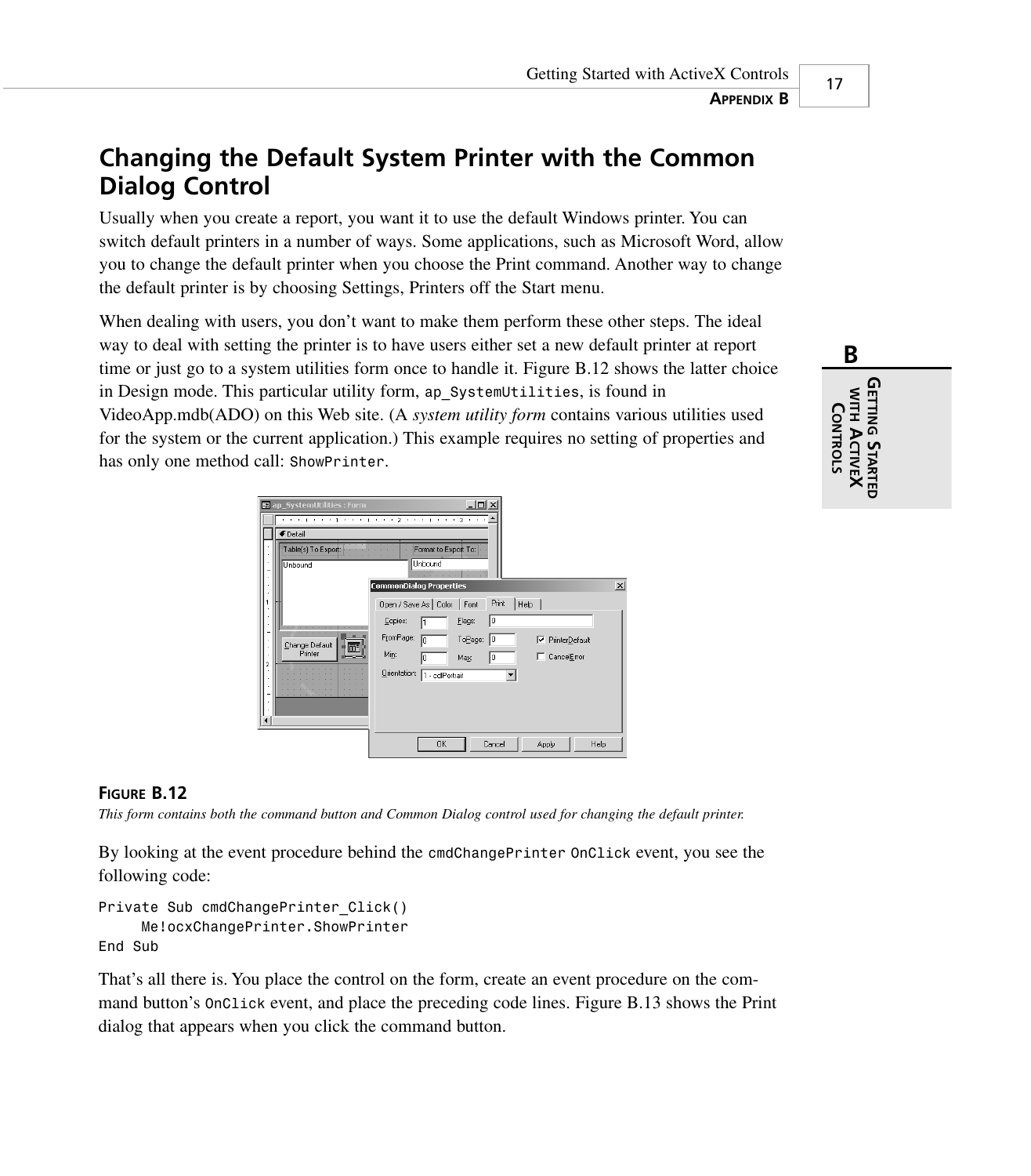## Changing the Default System Printer with the Common Dialog Control

Usually when you create a report, you want it to use the default Windows printer. You can switch default printers in a number of ways. Some applications, such as Microsoft Word, allow you to change the default printer when you choose the Print command. Another way to change the default printer is by choosing Settings, Printers off the Start menu.

When dealing with users, you don't want to make them perform these other steps. The ideal way to deal with setting the printer is to have users either set a new default printer at report time or just go to a system utilities form once to handle it. Figure B.12 shows the latter choice in Design mode. This particular utility form, `ap_SystemUtilities`, is found in VideoApp.mdb(ADO) on this Web site. (A *system utility form* contains various utilities used for the system or the current application.) This example requires no setting of properties and has only one method call: `ShowPrinter`.

**FIGURE B.12**

*This form contains both the command button and Common Dialog control used for changing the default printer.*

By looking at the event procedure behind the `cmdChangePrinter` `OnClick` event, you see the following code:

```
Private Sub cmdChangePrinter_Click()
     Me!ocxChangePrinter.ShowPrinter
End Sub
```

That's all there is. You place the control on the form, create an event procedure on the command button's `OnClick` event, and place the preceding code lines. Figure B.13 shows the Print dialog that appears when you click the command button.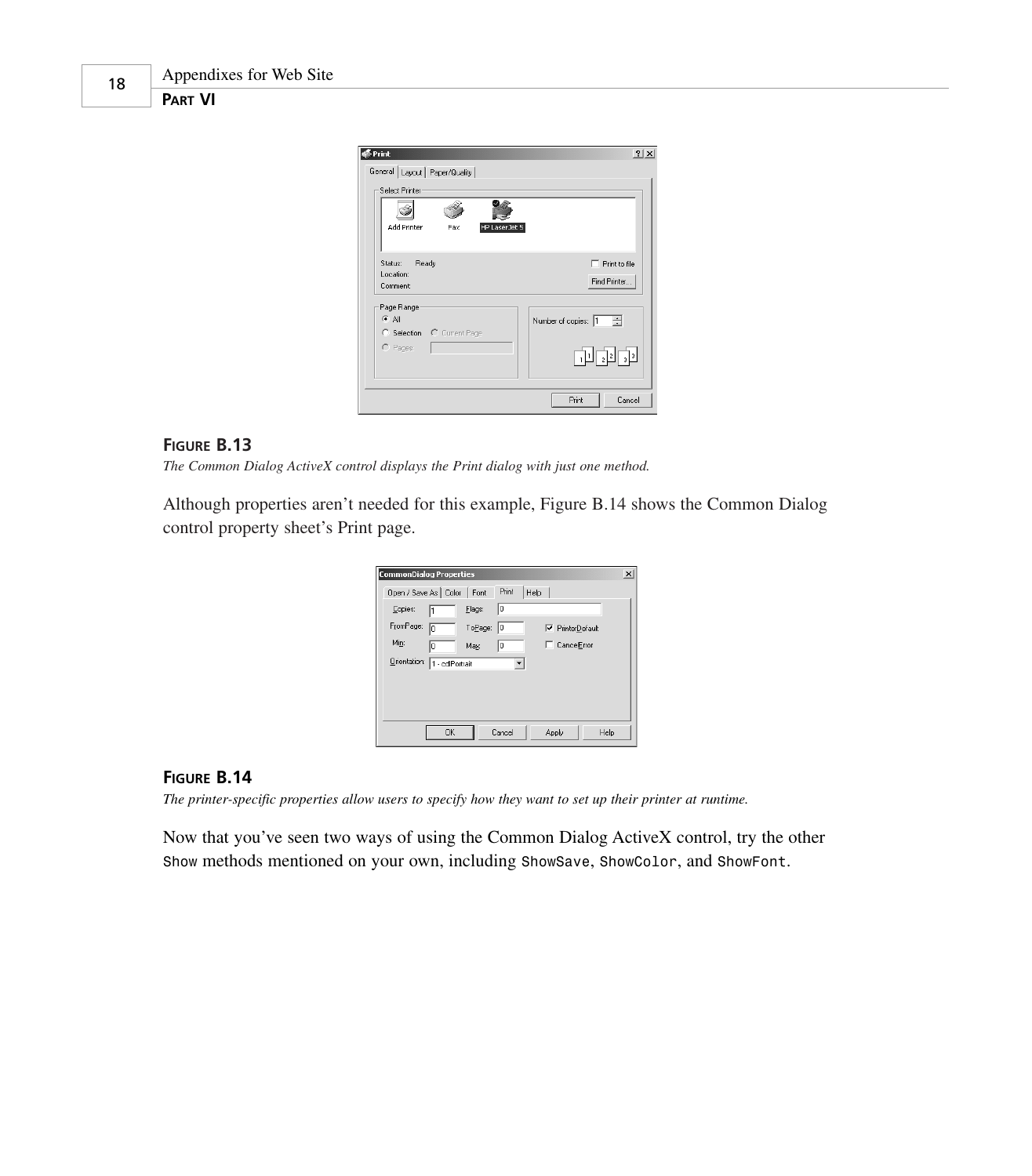**FIGURE B.13**

*The Common Dialog ActiveX control displays the Print dialog with just one method.*

Although properties aren't needed for this example, Figure B.14 shows the Common Dialog control property sheet's Print page.

**FIGURE B.14**

*The printer-specific properties allow users to specify how they want to set up their printer at runtime.*

Now that you've seen two ways of using the Common Dialog ActiveX control, try the other `Show` methods mentioned on your own, including `ShowSave`, `ShowColor`, and `ShowFont`.